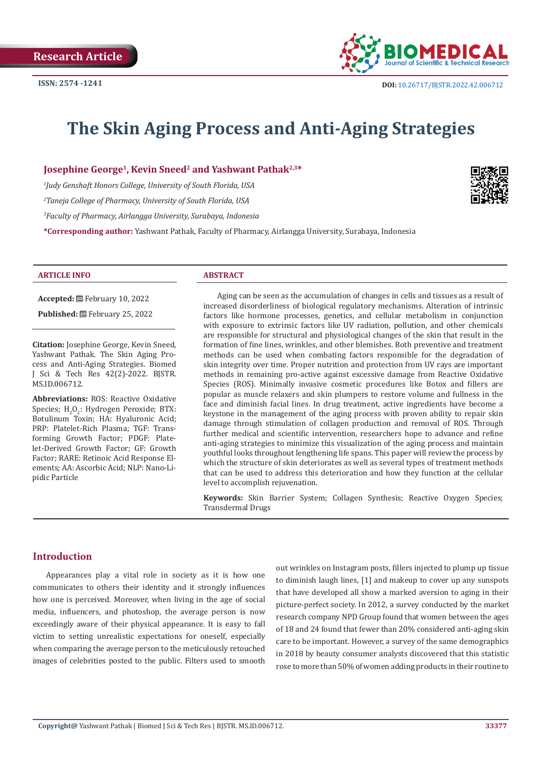Research Article

ISSN: 2574 -1241

DOI: 10.26717/BJSTR.2022.42.006712

# The Skin Aging Process and Anti-Aging Strategies

**Josephine George[1], Kevin Sneed[2] and Yashwant Pathak[2,3]***

*[1]Judy Genshaft Honors College, University of South Florida, USA*

*[2]Taneja College of Pharmacy, University of South Florida, USA*

*[3]Faculty of Pharmacy, Airlangga University, Surabaya, Indonesia*

***Corresponding author:** Yashwant Pathak, Faculty of Pharmacy, Airlangga University, Surabaya, Indonesia

### ARTICLE INFO

**Accepted:** February 10, 2022

**Published:** February 25, 2022

**Citation:** Josephine George, Kevin Sneed, Yashwant Pathak. The Skin Aging Process and Anti-Aging Strategies. Biomed J Sci & Tech Res 42(2)-2022. BJSTR. MS.ID.006712.

**Abbreviations:** ROS: Reactive Oxidative Species; $H_2O_2$: Hydrogen Peroxide; BTX: Botulinum Toxin; HA: Hyaluronic Acid; PRP: Platelet-Rich Plasma; TGF: Transforming Growth Factor; PDGF: Platelet-Derived Growth Factor; GF: Growth Factor; RARE: Retinoic Acid Response Elements; AA: Ascorbic Acid; NLP: Nano-Lipidic Particle

### ABSTRACT

Aging can be seen as the accumulation of changes in cells and tissues as a result of increased disorderliness of biological regulatory mechanisms. Alteration of intrinsic factors like hormone processes, genetics, and cellular metabolism in conjunction with exposure to extrinsic factors like UV radiation, pollution, and other chemicals are responsible for structural and physiological changes of the skin that result in the formation of fine lines, wrinkles, and other blemishes. Both preventive and treatment methods can be used when combating factors responsible for the degradation of skin integrity over time. Proper nutrition and protection from UV rays are important methods in remaining pro-active against excessive damage from Reactive Oxidative Species (ROS). Minimally invasive cosmetic procedures like Botox and fillers are popular as muscle relaxers and skin plumpers to restore volume and fullness in the face and diminish facial lines. In drug treatment, active ingredients have become a keystone in the management of the aging process with proven ability to repair skin damage through stimulation of collagen production and removal of ROS. Through further medical and scientific intervention, researchers hope to advance and refine anti-aging strategies to minimize this visualization of the aging process and maintain youthful looks throughout lengthening life spans. This paper will review the process by which the structure of skin deteriorates as well as several types of treatment methods that can be used to address this deterioration and how they function at the cellular level to accomplish rejuvenation.

**Keywords:** Skin Barrier System; Collagen Synthesis; Reactive Oxygen Species; Transdermal Drugs

## Introduction

Appearances play a vital role in society as it is how one communicates to others their identity and it strongly influences how one is perceived. Moreover, when living in the age of social media, influencers, and photoshop, the average person is now exceedingly aware of their physical appearance. It is easy to fall victim to setting unrealistic expectations for oneself, especially when comparing the average person to the meticulously retouched images of celebrities posted to the public. Filters used to smooth out wrinkles on Instagram posts, fillers injected to plump up tissue to diminish laugh lines, [1] and makeup to cover up any sunspots that have developed all show a marked aversion to aging in their picture-perfect society. In 2012, a survey conducted by the market research company NPD Group found that women between the ages of 18 and 24 found that fewer than 20% considered anti-aging skin care to be important. However, a survey of the same demographics in 2018 by beauty consumer analysts discovered that this statistic rose to more than 50% of women adding products in their routine to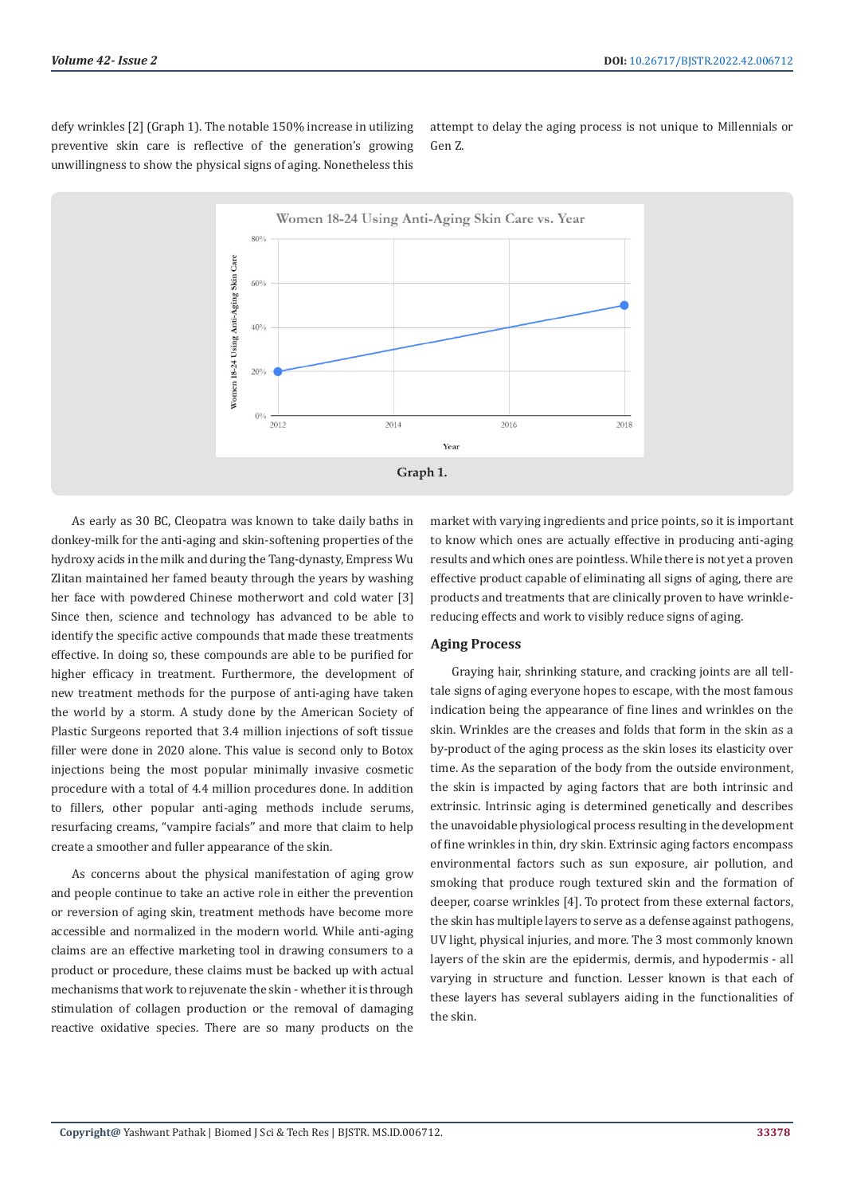defy wrinkles [2] (Graph 1). The notable 150% increase in utilizing preventive skin care is reflective of the generation's growing unwillingness to show the physical signs of aging. Nonetheless this attempt to delay the aging process is not unique to Millennials or Gen Z.

Graph 1.

As early as 30 BC, Cleopatra was known to take daily baths in donkey-milk for the anti-aging and skin-softening properties of the hydroxy acids in the milk and during the Tang-dynasty, Empress Wu Zlitan maintained her famed beauty through the years by washing her face with powdered Chinese motherwort and cold water [3] Since then, science and technology has advanced to be able to identify the specific active compounds that made these treatments effective. In doing so, these compounds are able to be purified for higher efficacy in treatment. Furthermore, the development of new treatment methods for the purpose of anti-aging have taken the world by a storm. A study done by the American Society of Plastic Surgeons reported that 3.4 million injections of soft tissue filler were done in 2020 alone. This value is second only to Botox injections being the most popular minimally invasive cosmetic procedure with a total of 4.4 million procedures done. In addition to fillers, other popular anti-aging methods include serums, resurfacing creams, "vampire facials" and more that claim to help create a smoother and fuller appearance of the skin.

As concerns about the physical manifestation of aging grow and people continue to take an active role in either the prevention or reversion of aging skin, treatment methods have become more accessible and normalized in the modern world. While anti-aging claims are an effective marketing tool in drawing consumers to a product or procedure, these claims must be backed up with actual mechanisms that work to rejuvenate the skin - whether it is through stimulation of collagen production or the removal of damaging reactive oxidative species. There are so many products on the market with varying ingredients and price points, so it is important to know which ones are actually effective in producing anti-aging results and which ones are pointless. While there is not yet a proven effective product capable of eliminating all signs of aging, there are products and treatments that are clinically proven to have wrinkle-reducing effects and work to visibly reduce signs of aging.

## Aging Process

Graying hair, shrinking stature, and cracking joints are all tell-tale signs of aging everyone hopes to escape, with the most famous indication being the appearance of fine lines and wrinkles on the skin. Wrinkles are the creases and folds that form in the skin as a by-product of the aging process as the skin loses its elasticity over time. As the separation of the body from the outside environment, the skin is impacted by aging factors that are both intrinsic and extrinsic. Intrinsic aging is determined genetically and describes the unavoidable physiological process resulting in the development of fine wrinkles in thin, dry skin. Extrinsic aging factors encompass environmental factors such as sun exposure, air pollution, and smoking that produce rough textured skin and the formation of deeper, coarse wrinkles [4]. To protect from these external factors, the skin has multiple layers to serve as a defense against pathogens, UV light, physical injuries, and more. The 3 most commonly known layers of the skin are the epidermis, dermis, and hypodermis - all varying in structure and function. Lesser known is that each of these layers has several sublayers aiding in the functionalities of the skin.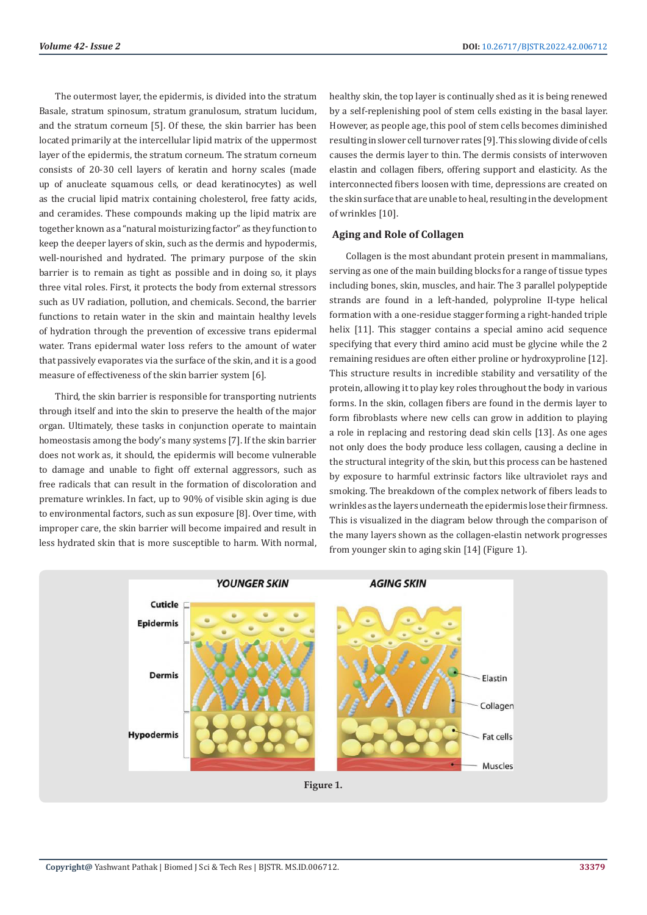The outermost layer, the epidermis, is divided into the stratum Basale, stratum spinosum, stratum granulosum, stratum lucidum, and the stratum corneum [5]. Of these, the skin barrier has been located primarily at the intercellular lipid matrix of the uppermost layer of the epidermis, the stratum corneum. The stratum corneum consists of 20-30 cell layers of keratin and horny scales (made up of anucleate squamous cells, or dead keratinocytes) as well as the crucial lipid matrix containing cholesterol, free fatty acids, and ceramides. These compounds making up the lipid matrix are together known as a "natural moisturizing factor" as they function to keep the deeper layers of skin, such as the dermis and hypodermis, well-nourished and hydrated. The primary purpose of the skin barrier is to remain as tight as possible and in doing so, it plays three vital roles. First, it protects the body from external stressors such as UV radiation, pollution, and chemicals. Second, the barrier functions to retain water in the skin and maintain healthy levels of hydration through the prevention of excessive trans epidermal water. Trans epidermal water loss refers to the amount of water that passively evaporates via the surface of the skin, and it is a good measure of effectiveness of the skin barrier system [6].

Third, the skin barrier is responsible for transporting nutrients through itself and into the skin to preserve the health of the major organ. Ultimately, these tasks in conjunction operate to maintain homeostasis among the body's many systems [7]. If the skin barrier does not work as, it should, the epidermis will become vulnerable to damage and unable to fight off external aggressors, such as free radicals that can result in the formation of discoloration and premature wrinkles. In fact, up to 90% of visible skin aging is due to environmental factors, such as sun exposure [8]. Over time, with improper care, the skin barrier will become impaired and result in less hydrated skin that is more susceptible to harm. With normal, healthy skin, the top layer is continually shed as it is being renewed by a self-replenishing pool of stem cells existing in the basal layer. However, as people age, this pool of stem cells becomes diminished resulting in slower cell turnover rates [9]. This slowing divide of cells causes the dermis layer to thin. The dermis consists of interwoven elastin and collagen fibers, offering support and elasticity. As the interconnected fibers loosen with time, depressions are created on the skin surface that are unable to heal, resulting in the development of wrinkles [10].

## Aging and Role of Collagen

Collagen is the most abundant protein present in mammalians, serving as one of the main building blocks for a range of tissue types including bones, skin, muscles, and hair. The 3 parallel polypeptide strands are found in a left-handed, polyproline II-type helical formation with a one-residue stagger forming a right-handed triple helix [11]. This stagger contains a special amino acid sequence specifying that every third amino acid must be glycine while the 2 remaining residues are often either proline or hydroxyproline [12]. This structure results in incredible stability and versatility of the protein, allowing it to play key roles throughout the body in various forms. In the skin, collagen fibers are found in the dermis layer to form fibroblasts where new cells can grow in addition to playing a role in replacing and restoring dead skin cells [13]. As one ages not only does the body produce less collagen, causing a decline in the structural integrity of the skin, but this process can be hastened by exposure to harmful extrinsic factors like ultraviolet rays and smoking. The breakdown of the complex network of fibers leads to wrinkles as the layers underneath the epidermis lose their firmness. This is visualized in the diagram below through the comparison of the many layers shown as the collagen-elastin network progresses from younger skin to aging skin [14] (Figure 1).

**Figure 1.**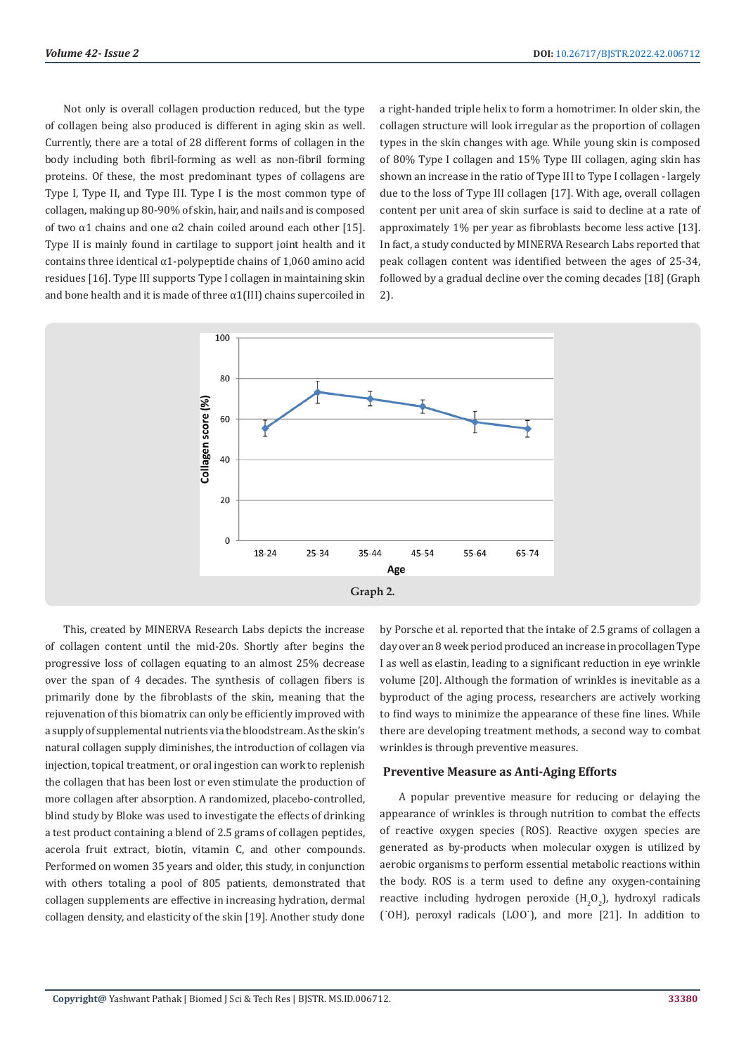Not only is overall collagen production reduced, but the type of collagen being also produced is different in aging skin as well. Currently, there are a total of 28 different forms of collagen in the body including both fibril-forming as well as non-fibril forming proteins. Of these, the most predominant types of collagens are Type I, Type II, and Type III. Type I is the most common type of collagen, making up 80-90% of skin, hair, and nails and is composed of two α1 chains and one α2 chain coiled around each other [15]. Type II is mainly found in cartilage to support joint health and it contains three identical α1-polypeptide chains of 1,060 amino acid residues [16]. Type III supports Type I collagen in maintaining skin and bone health and it is made of three α1(III) chains supercoiled in a right-handed triple helix to form a homotrimer. In older skin, the collagen structure will look irregular as the proportion of collagen types in the skin changes with age. While young skin is composed of 80% Type I collagen and 15% Type III collagen, aging skin has shown an increase in the ratio of Type III to Type I collagen - largely due to the loss of Type III collagen [17]. With age, overall collagen content per unit area of skin surface is said to decline at a rate of approximately 1% per year as fibroblasts become less active [13]. In fact, a study conducted by MINERVA Research Labs reported that peak collagen content was identified between the ages of 25-34, followed by a gradual decline over the coming decades [18] (Graph 2).

Graph 2.

This, created by MINERVA Research Labs depicts the increase of collagen content until the mid-20s. Shortly after begins the progressive loss of collagen equating to an almost 25% decrease over the span of 4 decades. The synthesis of collagen fibers is primarily done by the fibroblasts of the skin, meaning that the rejuvenation of this biomatrix can only be efficiently improved with a supply of supplemental nutrients via the bloodstream. As the skin's natural collagen supply diminishes, the introduction of collagen via injection, topical treatment, or oral ingestion can work to replenish the collagen that has been lost or even stimulate the production of more collagen after absorption. A randomized, placebo-controlled, blind study by Bloke was used to investigate the effects of drinking a test product containing a blend of 2.5 grams of collagen peptides, acerola fruit extract, biotin, vitamin C, and other compounds. Performed on women 35 years and older, this study, in conjunction with others totaling a pool of 805 patients, demonstrated that collagen supplements are effective in increasing hydration, dermal collagen density, and elasticity of the skin [19]. Another study done by Porsche et al. reported that the intake of 2.5 grams of collagen a day over an 8 week period produced an increase in procollagen Type I as well as elastin, leading to a significant reduction in eye wrinkle volume [20]. Although the formation of wrinkles is inevitable as a byproduct of the aging process, researchers are actively working to find ways to minimize the appearance of these fine lines. While there are developing treatment methods, a second way to combat wrinkles is through preventive measures.

## Preventive Measure as Anti-Aging Efforts

A popular preventive measure for reducing or delaying the appearance of wrinkles is through nutrition to combat the effects of reactive oxygen species (ROS). Reactive oxygen species are generated as by-products when molecular oxygen is utilized by aerobic organisms to perform essential metabolic reactions within the body. ROS is a term used to define any oxygen-containing reactive including hydrogen peroxide ($H_2O_2$), hydroxyl radicals ($^{\cdot}OH$), peroxyl radicals ($LOO^{\cdot}$), and more [21]. In addition to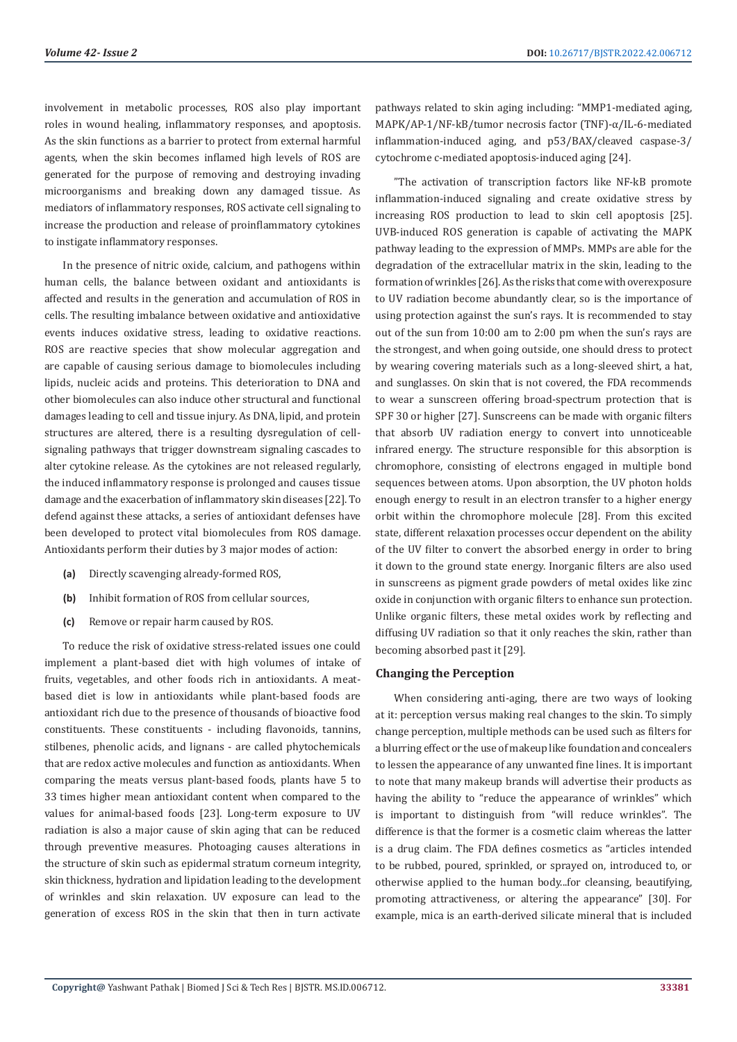involvement in metabolic processes, ROS also play important roles in wound healing, inflammatory responses, and apoptosis. As the skin functions as a barrier to protect from external harmful agents, when the skin becomes inflamed high levels of ROS are generated for the purpose of removing and destroying invading microorganisms and breaking down any damaged tissue. As mediators of inflammatory responses, ROS activate cell signaling to increase the production and release of proinflammatory cytokines to instigate inflammatory responses.

In the presence of nitric oxide, calcium, and pathogens within human cells, the balance between oxidant and antioxidants is affected and results in the generation and accumulation of ROS in cells. The resulting imbalance between oxidative and antioxidative events induces oxidative stress, leading to oxidative reactions. ROS are reactive species that show molecular aggregation and are capable of causing serious damage to biomolecules including lipids, nucleic acids and proteins. This deterioration to DNA and other biomolecules can also induce other structural and functional damages leading to cell and tissue injury. As DNA, lipid, and protein structures are altered, there is a resulting dysregulation of cell-signaling pathways that trigger downstream signaling cascades to alter cytokine release. As the cytokines are not released regularly, the induced inflammatory response is prolonged and causes tissue damage and the exacerbation of inflammatory skin diseases [22]. To defend against these attacks, a series of antioxidant defenses have been developed to protect vital biomolecules from ROS damage. Antioxidants perform their duties by 3 major modes of action:

- **(a)** Directly scavenging already-formed ROS,
- **(b)** Inhibit formation of ROS from cellular sources,
- **(c)** Remove or repair harm caused by ROS.

To reduce the risk of oxidative stress-related issues one could implement a plant-based diet with high volumes of intake of fruits, vegetables, and other foods rich in antioxidants. A meat-based diet is low in antioxidants while plant-based foods are antioxidant rich due to the presence of thousands of bioactive food constituents. These constituents - including flavonoids, tannins, stilbenes, phenolic acids, and lignans - are called phytochemicals that are redox active molecules and function as antioxidants. When comparing the meats versus plant-based foods, plants have 5 to 33 times higher mean antioxidant content when compared to the values for animal-based foods [23]. Long-term exposure to UV radiation is also a major cause of skin aging that can be reduced through preventive measures. Photoaging causes alterations in the structure of skin such as epidermal stratum corneum integrity, skin thickness, hydration and lipidation leading to the development of wrinkles and skin relaxation. UV exposure can lead to the generation of excess ROS in the skin that then in turn activate pathways related to skin aging including: "MMP1-mediated aging, MAPK/AP-1/NF-kB/tumor necrosis factor (TNF)-α/IL-6-mediated inflammation-induced aging, and p53/BAX/cleaved caspase-3/cytochrome c-mediated apoptosis-induced aging [24].

"The activation of transcription factors like NF-kB promote inflammation-induced signaling and create oxidative stress by increasing ROS production to lead to skin cell apoptosis [25]. UVB-induced ROS generation is capable of activating the MAPK pathway leading to the expression of MMPs. MMPs are able for the degradation of the extracellular matrix in the skin, leading to the formation of wrinkles [26]. As the risks that come with overexposure to UV radiation become abundantly clear, so is the importance of using protection against the sun's rays. It is recommended to stay out of the sun from 10:00 am to 2:00 pm when the sun's rays are the strongest, and when going outside, one should dress to protect by wearing covering materials such as a long-sleeved shirt, a hat, and sunglasses. On skin that is not covered, the FDA recommends to wear a sunscreen offering broad-spectrum protection that is SPF 30 or higher [27]. Sunscreens can be made with organic filters that absorb UV radiation energy to convert into unnoticeable infrared energy. The structure responsible for this absorption is chromophore, consisting of electrons engaged in multiple bond sequences between atoms. Upon absorption, the UV photon holds enough energy to result in an electron transfer to a higher energy orbit within the chromophore molecule [28]. From this excited state, different relaxation processes occur dependent on the ability of the UV filter to convert the absorbed energy in order to bring it down to the ground state energy. Inorganic filters are also used in sunscreens as pigment grade powders of metal oxides like zinc oxide in conjunction with organic filters to enhance sun protection. Unlike organic filters, these metal oxides work by reflecting and diffusing UV radiation so that it only reaches the skin, rather than becoming absorbed past it [29].

## Changing the Perception

When considering anti-aging, there are two ways of looking at it: perception versus making real changes to the skin. To simply change perception, multiple methods can be used such as filters for a blurring effect or the use of makeup like foundation and concealers to lessen the appearance of any unwanted fine lines. It is important to note that many makeup brands will advertise their products as having the ability to "reduce the appearance of wrinkles" which is important to distinguish from "will reduce wrinkles". The difference is that the former is a cosmetic claim whereas the latter is a drug claim. The FDA defines cosmetics as "articles intended to be rubbed, poured, sprinkled, or sprayed on, introduced to, or otherwise applied to the human body...for cleansing, beautifying, promoting attractiveness, or altering the appearance" [30]. For example, mica is an earth-derived silicate mineral that is included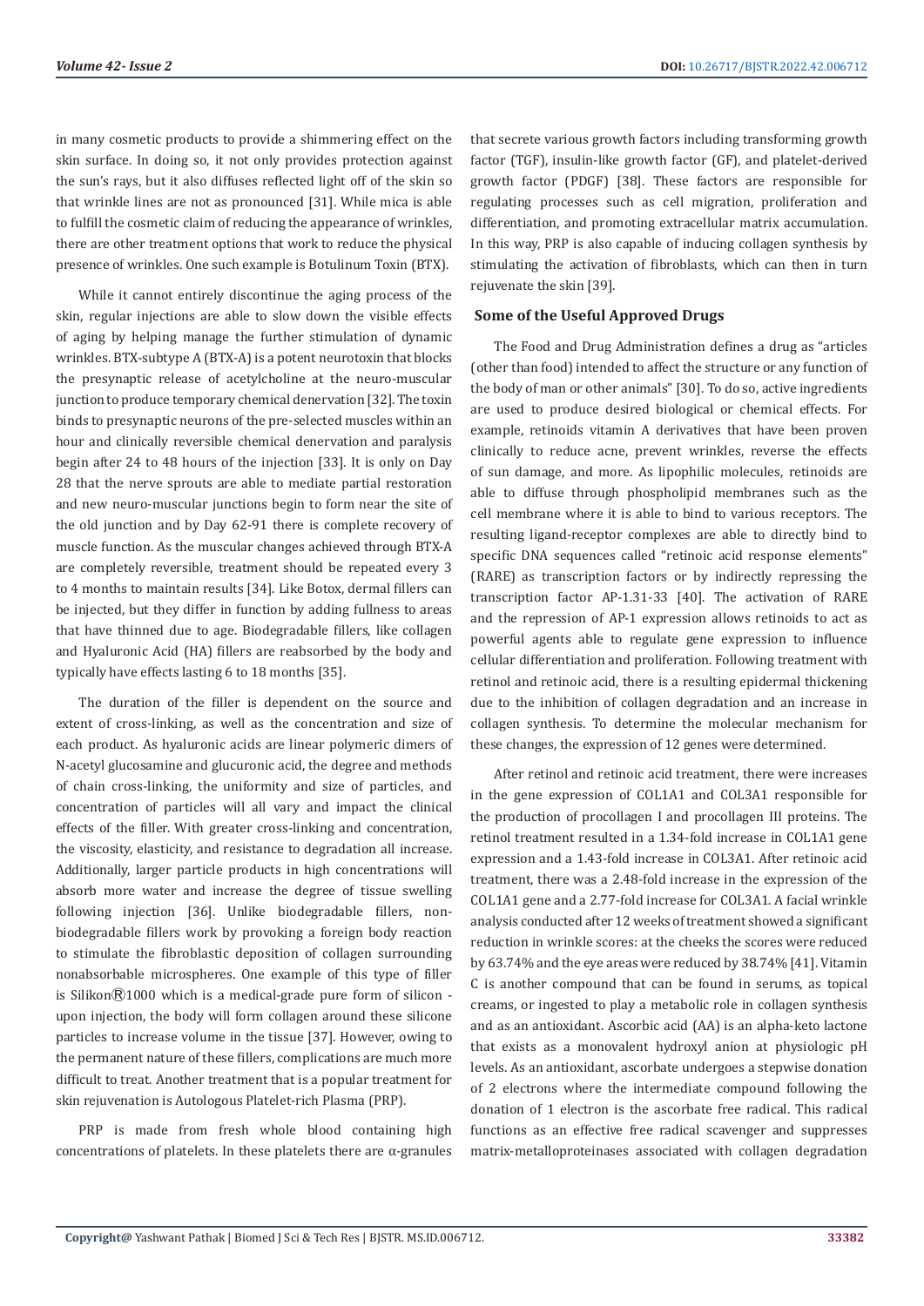in many cosmetic products to provide a shimmering effect on the skin surface. In doing so, it not only provides protection against the sun's rays, but it also diffuses reflected light off of the skin so that wrinkle lines are not as pronounced [31]. While mica is able to fulfill the cosmetic claim of reducing the appearance of wrinkles, there are other treatment options that work to reduce the physical presence of wrinkles. One such example is Botulinum Toxin (BTX).

While it cannot entirely discontinue the aging process of the skin, regular injections are able to slow down the visible effects of aging by helping manage the further stimulation of dynamic wrinkles. BTX-subtype A (BTX-A) is a potent neurotoxin that blocks the presynaptic release of acetylcholine at the neuro-muscular junction to produce temporary chemical denervation [32]. The toxin binds to presynaptic neurons of the pre-selected muscles within an hour and clinically reversible chemical denervation and paralysis begin after 24 to 48 hours of the injection [33]. It is only on Day 28 that the nerve sprouts are able to mediate partial restoration and new neuro-muscular junctions begin to form near the site of the old junction and by Day 62-91 there is complete recovery of muscle function. As the muscular changes achieved through BTX-A are completely reversible, treatment should be repeated every 3 to 4 months to maintain results [34]. Like Botox, dermal fillers can be injected, but they differ in function by adding fullness to areas that have thinned due to age. Biodegradable fillers, like collagen and Hyaluronic Acid (HA) fillers are reabsorbed by the body and typically have effects lasting 6 to 18 months [35].

The duration of the filler is dependent on the source and extent of cross-linking, as well as the concentration and size of each product. As hyaluronic acids are linear polymeric dimers of N-acetyl glucosamine and glucuronic acid, the degree and methods of chain cross-linking, the uniformity and size of particles, and concentration of particles will all vary and impact the clinical effects of the filler. With greater cross-linking and concentration, the viscosity, elasticity, and resistance to degradation all increase. Additionally, larger particle products in high concentrations will absorb more water and increase the degree of tissue swelling following injection [36]. Unlike biodegradable fillers, non-biodegradable fillers work by provoking a foreign body reaction to stimulate the fibroblastic deposition of collagen surrounding nonabsorbable microspheres. One example of this type of filler is Silikon®1000 which is a medical-grade pure form of silicon - upon injection, the body will form collagen around these silicone particles to increase volume in the tissue [37]. However, owing to the permanent nature of these fillers, complications are much more difficult to treat. Another treatment that is a popular treatment for skin rejuvenation is Autologous Platelet-rich Plasma (PRP).

PRP is made from fresh whole blood containing high concentrations of platelets. In these platelets there are α-granules that secrete various growth factors including transforming growth factor (TGF), insulin-like growth factor (GF), and platelet-derived growth factor (PDGF) [38]. These factors are responsible for regulating processes such as cell migration, proliferation and differentiation, and promoting extracellular matrix accumulation. In this way, PRP is also capable of inducing collagen synthesis by stimulating the activation of fibroblasts, which can then in turn rejuvenate the skin [39].

## Some of the Useful Approved Drugs

The Food and Drug Administration defines a drug as "articles (other than food) intended to affect the structure or any function of the body of man or other animals" [30]. To do so, active ingredients are used to produce desired biological or chemical effects. For example, retinoids vitamin A derivatives that have been proven clinically to reduce acne, prevent wrinkles, reverse the effects of sun damage, and more. As lipophilic molecules, retinoids are able to diffuse through phospholipid membranes such as the cell membrane where it is able to bind to various receptors. The resulting ligand-receptor complexes are able to directly bind to specific DNA sequences called "retinoic acid response elements" (RARE) as transcription factors or by indirectly repressing the transcription factor AP-1.31-33 [40]. The activation of RARE and the repression of AP-1 expression allows retinoids to act as powerful agents able to regulate gene expression to influence cellular differentiation and proliferation. Following treatment with retinol and retinoic acid, there is a resulting epidermal thickening due to the inhibition of collagen degradation and an increase in collagen synthesis. To determine the molecular mechanism for these changes, the expression of 12 genes were determined.

After retinol and retinoic acid treatment, there were increases in the gene expression of COL1A1 and COL3A1 responsible for the production of procollagen I and procollagen III proteins. The retinol treatment resulted in a 1.34-fold increase in COL1A1 gene expression and a 1.43-fold increase in COL3A1. After retinoic acid treatment, there was a 2.48-fold increase in the expression of the COL1A1 gene and a 2.77-fold increase for COL3A1. A facial wrinkle analysis conducted after 12 weeks of treatment showed a significant reduction in wrinkle scores: at the cheeks the scores were reduced by 63.74% and the eye areas were reduced by 38.74% [41]. Vitamin C is another compound that can be found in serums, as topical creams, or ingested to play a metabolic role in collagen synthesis and as an antioxidant. Ascorbic acid (AA) is an alpha-keto lactone that exists as a monovalent hydroxyl anion at physiologic pH levels. As an antioxidant, ascorbate undergoes a stepwise donation of 2 electrons where the intermediate compound following the donation of 1 electron is the ascorbate free radical. This radical functions as an effective free radical scavenger and suppresses matrix-metalloproteinases associated with collagen degradation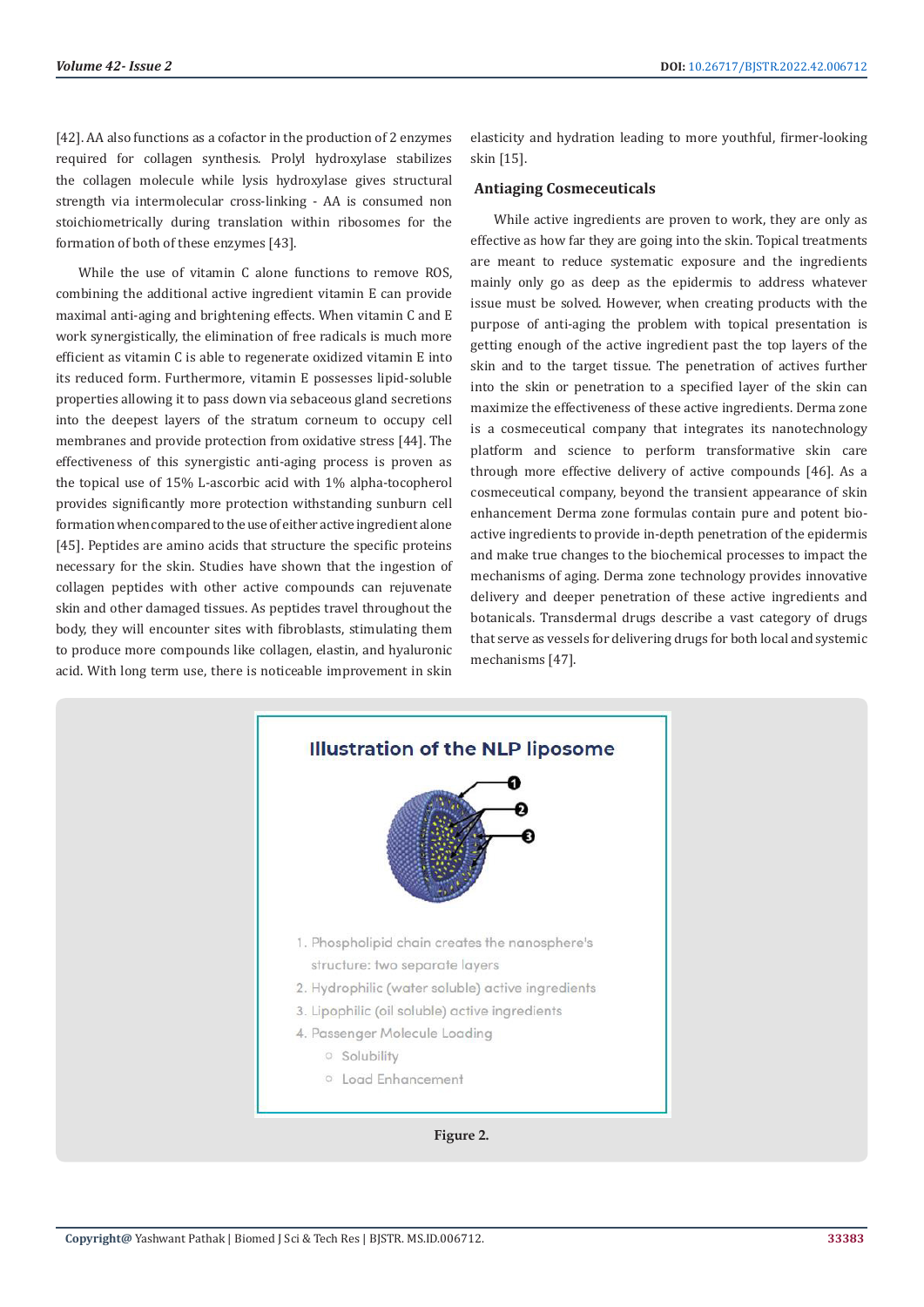[42]. AA also functions as a cofactor in the production of 2 enzymes required for collagen synthesis. Prolyl hydroxylase stabilizes the collagen molecule while lysis hydroxylase gives structural strength via intermolecular cross-linking - AA is consumed non stoichiometrically during translation within ribosomes for the formation of both of these enzymes [43].

While the use of vitamin C alone functions to remove ROS, combining the additional active ingredient vitamin E can provide maximal anti-aging and brightening effects. When vitamin C and E work synergistically, the elimination of free radicals is much more efficient as vitamin C is able to regenerate oxidized vitamin E into its reduced form. Furthermore, vitamin E possesses lipid-soluble properties allowing it to pass down via sebaceous gland secretions into the deepest layers of the stratum corneum to occupy cell membranes and provide protection from oxidative stress [44]. The effectiveness of this synergistic anti-aging process is proven as the topical use of 15% L-ascorbic acid with 1% alpha-tocopherol provides significantly more protection withstanding sunburn cell formation when compared to the use of either active ingredient alone [45]. Peptides are amino acids that structure the specific proteins necessary for the skin. Studies have shown that the ingestion of collagen peptides with other active compounds can rejuvenate skin and other damaged tissues. As peptides travel throughout the body, they will encounter sites with fibroblasts, stimulating them to produce more compounds like collagen, elastin, and hyaluronic acid. With long term use, there is noticeable improvement in skin elasticity and hydration leading to more youthful, firmer-looking skin [15].

## Antiaging Cosmeceuticals

While active ingredients are proven to work, they are only as effective as how far they are going into the skin. Topical treatments are meant to reduce systematic exposure and the ingredients mainly only go as deep as the epidermis to address whatever issue must be solved. However, when creating products with the purpose of anti-aging the problem with topical presentation is getting enough of the active ingredient past the top layers of the skin and to the target tissue. The penetration of actives further into the skin or penetration to a specified layer of the skin can maximize the effectiveness of these active ingredients. Derma zone is a cosmeceutical company that integrates its nanotechnology platform and science to perform transformative skin care through more effective delivery of active compounds [46]. As a cosmeceutical company, beyond the transient appearance of skin enhancement Derma zone formulas contain pure and potent bio-active ingredients to provide in-depth penetration of the epidermis and make true changes to the biochemical processes to impact the mechanisms of aging. Derma zone technology provides innovative delivery and deeper penetration of these active ingredients and botanicals. Transdermal drugs describe a vast category of drugs that serve as vessels for delivering drugs for both local and systemic mechanisms [47].

**Illustration of the NLP liposome**

1. Phospholipid chain creates the nanosphere's structure: two separate layers
2. Hydrophilic (water soluble) active ingredients
3. Lipophilic (oil soluble) active ingredients
4. Passenger Molecule Loading
   - Solubility
   - Load Enhancement

**Figure 2.**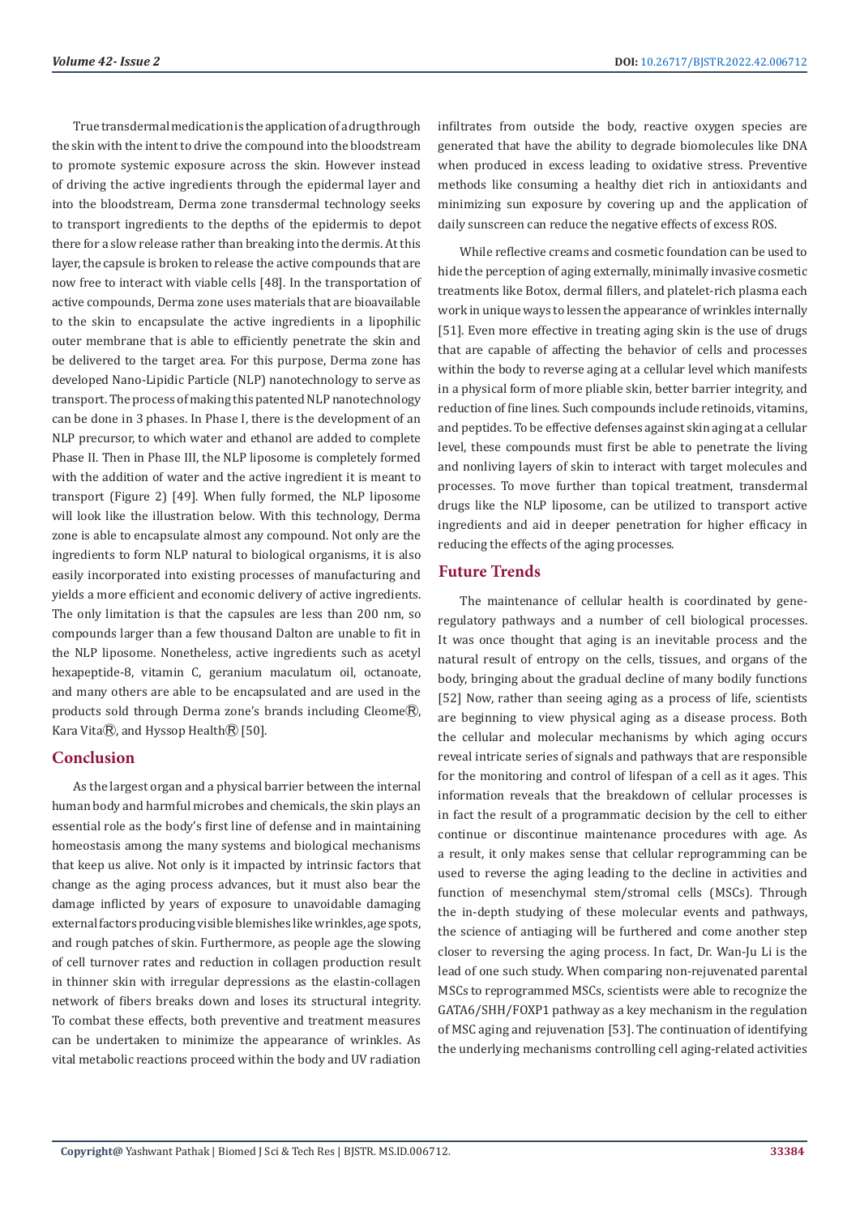True transdermal medication is the application of a drug through the skin with the intent to drive the compound into the bloodstream to promote systemic exposure across the skin. However instead of driving the active ingredients through the epidermal layer and into the bloodstream, Derma zone transdermal technology seeks to transport ingredients to the depths of the epidermis to depot there for a slow release rather than breaking into the dermis. At this layer, the capsule is broken to release the active compounds that are now free to interact with viable cells [48]. In the transportation of active compounds, Derma zone uses materials that are bioavailable to the skin to encapsulate the active ingredients in a lipophilic outer membrane that is able to efficiently penetrate the skin and be delivered to the target area. For this purpose, Derma zone has developed Nano-Lipidic Particle (NLP) nanotechnology to serve as transport. The process of making this patented NLP nanotechnology can be done in 3 phases. In Phase I, there is the development of an NLP precursor, to which water and ethanol are added to complete Phase II. Then in Phase III, the NLP liposome is completely formed with the addition of water and the active ingredient it is meant to transport (Figure 2) [49]. When fully formed, the NLP liposome will look like the illustration below. With this technology, Derma zone is able to encapsulate almost any compound. Not only are the ingredients to form NLP natural to biological organisms, it is also easily incorporated into existing processes of manufacturing and yields a more efficient and economic delivery of active ingredients. The only limitation is that the capsules are less than 200 nm, so compounds larger than a few thousand Dalton are unable to fit in the NLP liposome. Nonetheless, active ingredients such as acetyl hexapeptide-8, vitamin C, geranium maculatum oil, octanoate, and many others are able to be encapsulated and are used in the products sold through Derma zone's brands including Cleome®, Kara Vita®, and Hyssop Health® [50].

## Conclusion

As the largest organ and a physical barrier between the internal human body and harmful microbes and chemicals, the skin plays an essential role as the body's first line of defense and in maintaining homeostasis among the many systems and biological mechanisms that keep us alive. Not only is it impacted by intrinsic factors that change as the aging process advances, but it must also bear the damage inflicted by years of exposure to unavoidable damaging external factors producing visible blemishes like wrinkles, age spots, and rough patches of skin. Furthermore, as people age the slowing of cell turnover rates and reduction in collagen production result in thinner skin with irregular depressions as the elastin-collagen network of fibers breaks down and loses its structural integrity. To combat these effects, both preventive and treatment measures can be undertaken to minimize the appearance of wrinkles. As vital metabolic reactions proceed within the body and UV radiation infiltrates from outside the body, reactive oxygen species are generated that have the ability to degrade biomolecules like DNA when produced in excess leading to oxidative stress. Preventive methods like consuming a healthy diet rich in antioxidants and minimizing sun exposure by covering up and the application of daily sunscreen can reduce the negative effects of excess ROS.

While reflective creams and cosmetic foundation can be used to hide the perception of aging externally, minimally invasive cosmetic treatments like Botox, dermal fillers, and platelet-rich plasma each work in unique ways to lessen the appearance of wrinkles internally [51]. Even more effective in treating aging skin is the use of drugs that are capable of affecting the behavior of cells and processes within the body to reverse aging at a cellular level which manifests in a physical form of more pliable skin, better barrier integrity, and reduction of fine lines. Such compounds include retinoids, vitamins, and peptides. To be effective defenses against skin aging at a cellular level, these compounds must first be able to penetrate the living and nonliving layers of skin to interact with target molecules and processes. To move further than topical treatment, transdermal drugs like the NLP liposome, can be utilized to transport active ingredients and aid in deeper penetration for higher efficacy in reducing the effects of the aging processes.

## Future Trends

The maintenance of cellular health is coordinated by gene-regulatory pathways and a number of cell biological processes. It was once thought that aging is an inevitable process and the natural result of entropy on the cells, tissues, and organs of the body, bringing about the gradual decline of many bodily functions [52] Now, rather than seeing aging as a process of life, scientists are beginning to view physical aging as a disease process. Both the cellular and molecular mechanisms by which aging occurs reveal intricate series of signals and pathways that are responsible for the monitoring and control of lifespan of a cell as it ages. This information reveals that the breakdown of cellular processes is in fact the result of a programmatic decision by the cell to either continue or discontinue maintenance procedures with age. As a result, it only makes sense that cellular reprogramming can be used to reverse the aging leading to the decline in activities and function of mesenchymal stem/stromal cells (MSCs). Through the in-depth studying of these molecular events and pathways, the science of antiaging will be furthered and come another step closer to reversing the aging process. In fact, Dr. Wan-Ju Li is the lead of one such study. When comparing non-rejuvenated parental MSCs to reprogrammed MSCs, scientists were able to recognize the GATA6/SHH/FOXP1 pathway as a key mechanism in the regulation of MSC aging and rejuvenation [53]. The continuation of identifying the underlying mechanisms controlling cell aging-related activities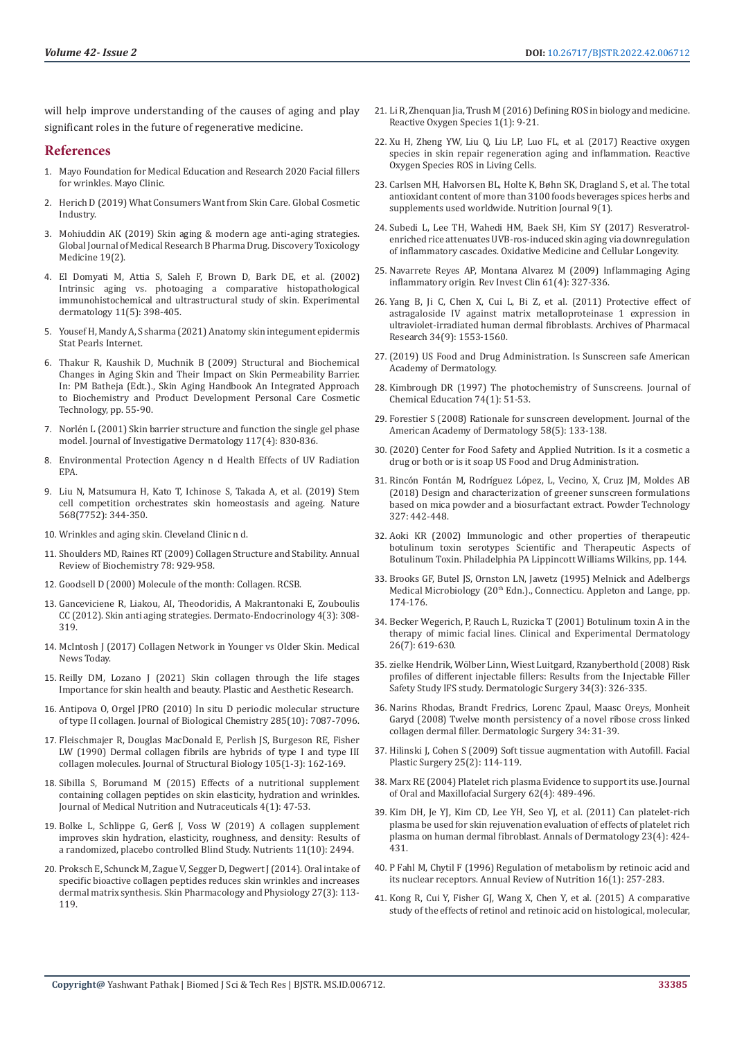will help improve understanding of the causes of aging and play significant roles in the future of regenerative medicine.

## References

1. Mayo Foundation for Medical Education and Research 2020 Facial fillers for wrinkles. Mayo Clinic.
2. Herich D (2019) What Consumers Want from Skin Care. Global Cosmetic Industry.
3. Mohiuddin AK (2019) Skin aging & modern age anti-aging strategies. Global Journal of Medical Research B Pharma Drug. Discovery Toxicology Medicine 19(2).
4. El Domyati M, Attia S, Saleh F, Brown D, Bark DE, et al. (2002) Intrinsic aging vs. photoaging a comparative histopathological immunohistochemical and ultrastructural study of skin. Experimental dermatology 11(5): 398-405.
5. Yousef H, Mandy A, S sharma (2021) Anatomy skin integument epidermis Stat Pearls Internet.
6. Thakur R, Kaushik D, Muchnik B (2009) Structural and Biochemical Changes in Aging Skin and Their Impact on Skin Permeability Barrier. In: PM Batheja (Edt.)., Skin Aging Handbook An Integrated Approach to Biochemistry and Product Development Personal Care Cosmetic Technology, pp. 55-90.
7. Norlén L (2001) Skin barrier structure and function the single gel phase model. Journal of Investigative Dermatology 117(4): 830-836.
8. Environmental Protection Agency n d Health Effects of UV Radiation EPA.
9. Liu N, Matsumura H, Kato T, Ichinose S, Takada A, et al. (2019) Stem cell competition orchestrates skin homeostasis and ageing. Nature 568(7752): 344-350.
10. Wrinkles and aging skin. Cleveland Clinic n d.
11. Shoulders MD, Raines RT (2009) Collagen Structure and Stability. Annual Review of Biochemistry 78: 929-958.
12. Goodsell D (2000) Molecule of the month: Collagen. RCSB.
13. Ganceviciene R, Liakou, AI, Theodoridis, A Makrantonaki E, Zouboulis CC (2012). Skin anti aging strategies. Dermato-Endocrinology 4(3): 308-319.
14. McIntosh J (2017) Collagen Network in Younger vs Older Skin. Medical News Today.
15. Reilly DM, Lozano J (2021) Skin collagen through the life stages Importance for skin health and beauty. Plastic and Aesthetic Research.
16. Antipova O, Orgel JPRO (2010) In situ D periodic molecular structure of type II collagen. Journal of Biological Chemistry 285(10): 7087-7096.
17. Fleischmajer R, Douglas MacDonald E, Perlish JS, Burgeson RE, Fisher LW (1990) Dermal collagen fibrils are hybrids of type I and type III collagen molecules. Journal of Structural Biology 105(1-3): 162-169.
18. Sibilla S, Borumand M (2015) Effects of a nutritional supplement containing collagen peptides on skin elasticity, hydration and wrinkles. Journal of Medical Nutrition and Nutraceuticals 4(1): 47-53.
19. Bolke L, Schlippe G, Gerß J, Voss W (2019) A collagen supplement improves skin hydration, elasticity, roughness, and density: Results of a randomized, placebo controlled Blind Study. Nutrients 11(10): 2494.
20. Proksch E, Schunck M, Zague V, Segger D, Degwert J (2014). Oral intake of specific bioactive collagen peptides reduces skin wrinkles and increases dermal matrix synthesis. Skin Pharmacology and Physiology 27(3): 113-119.
21. Li R, Zhenquan Jia, Trush M (2016) Defining ROS in biology and medicine. Reactive Oxygen Species 1(1): 9-21.
22. Xu H, Zheng YW, Liu Q, Liu LP, Luo FL, et al. (2017) Reactive oxygen species in skin repair regeneration aging and inflammation. Reactive Oxygen Species ROS in Living Cells.
23. Carlsen MH, Halvorsen BL, Holte K, Bøhn SK, Dragland S, et al. The total antioxidant content of more than 3100 foods beverages spices herbs and supplements used worldwide. Nutrition Journal 9(1).
24. Subedi L, Lee TH, Wahedi HM, Baek SH, Kim SY (2017) Resveratrol-enriched rice attenuates UVB-ros-induced skin aging via downregulation of inflammatory cascades. Oxidative Medicine and Cellular Longevity.
25. Navarrete Reyes AP, Montana Alvarez M (2009) Inflammaging Aging inflammatory origin. Rev Invest Clin 61(4): 327-336.
26. Yang B, Ji C, Chen X, Cui L, Bi Z, et al. (2011) Protective effect of astragaloside IV against matrix metalloproteinase 1 expression in ultraviolet-irradiated human dermal fibroblasts. Archives of Pharmacal Research 34(9): 1553-1560.
27. (2019) US Food and Drug Administration. Is Sunscreen safe American Academy of Dermatology.
28. Kimbrough DR (1997) The photochemistry of Sunscreens. Journal of Chemical Education 74(1): 51-53.
29. Forestier S (2008) Rationale for sunscreen development. Journal of the American Academy of Dermatology 58(5): 133-138.
30. (2020) Center for Food Safety and Applied Nutrition. Is it a cosmetic a drug or both or is it soap US Food and Drug Administration.
31. Rincón Fontán M, Rodríguez López, L, Vecino, X, Cruz JM, Moldes AB (2018) Design and characterization of greener sunscreen formulations based on mica powder and a biosurfactant extract. Powder Technology 327: 442-448.
32. Aoki KR (2002) Immunologic and other properties of therapeutic botulinum toxin serotypes Scientific and Therapeutic Aspects of Botulinum Toxin. Philadelphia PA Lippincott Williams Wilkins, pp. 144.
33. Brooks GF, Butel JS, Ornston LN, Jawetz (1995) Melnick and Adelbergs Medical Microbiology (20th Edn.)., Connecticu. Appleton and Lange, pp. 174-176.
34. Becker Wegerich, P, Rauch L, Ruzicka T (2001) Botulinum toxin A in the therapy of mimic facial lines. Clinical and Experimental Dermatology 26(7): 619-630.
35. zielke Hendrik, Wölber Linn, Wiest Luitgard, Rzanyberthold (2008) Risk profiles of different injectable fillers: Results from the Injectable Filler Safety Study IFS study. Dermatologic Surgery 34(3): 326-335.
36. Narins Rhodas, Brandt Fredrics, Lorenc Zpaul, Maasc Oreys, Monheit Garyd (2008) Twelve month persistency of a novel ribose cross linked collagen dermal filler. Dermatologic Surgery 34: 31-39.
37. Hilinski J, Cohen S (2009) Soft tissue augmentation with Autofill. Facial Plastic Surgery 25(2): 114-119.
38. Marx RE (2004) Platelet rich plasma Evidence to support its use. Journal of Oral and Maxillofacial Surgery 62(4): 489-496.
39. Kim DH, Je YJ, Kim CD, Lee YH, Seo YJ, et al. (2011) Can platelet-rich plasma be used for skin rejuvenation evaluation of effects of platelet rich plasma on human dermal fibroblast. Annals of Dermatology 23(4): 424-431.
40. P Fahl M, Chytil F (1996) Regulation of metabolism by retinoic acid and its nuclear receptors. Annual Review of Nutrition 16(1): 257-283.
41. Kong R, Cui Y, Fisher GJ, Wang X, Chen Y, et al. (2015) A comparative study of the effects of retinol and retinoic acid on histological, molecular,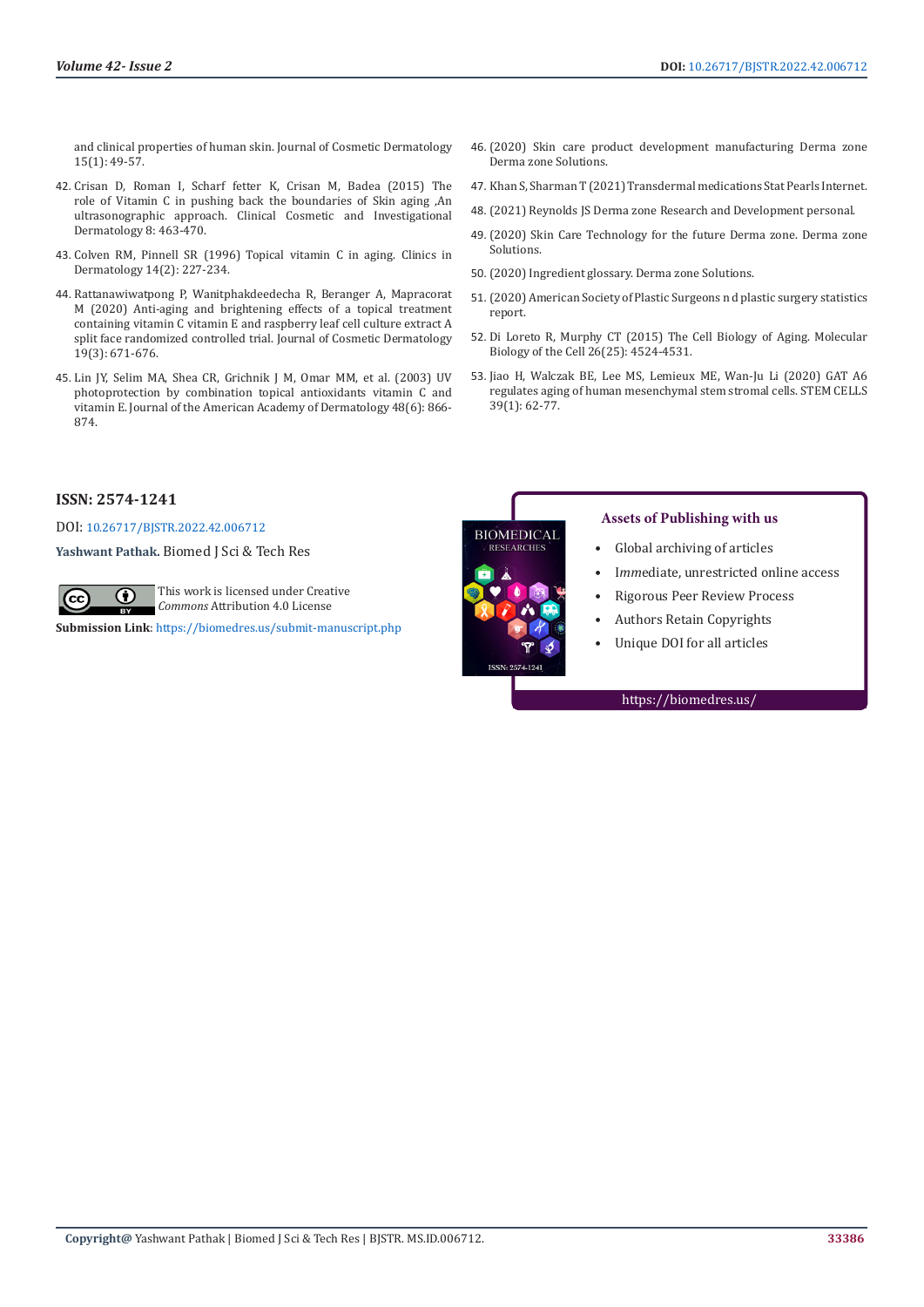and clinical properties of human skin. Journal of Cosmetic Dermatology 15(1): 49-57.

42. Crisan D, Roman I, Scharf fetter K, Crisan M, Badea (2015) The role of Vitamin C in pushing back the boundaries of Skin aging ,An ultrasonographic approach. Clinical Cosmetic and Investigational Dermatology 8: 463-470.

43. Colven RM, Pinnell SR (1996) Topical vitamin C in aging. Clinics in Dermatology 14(2): 227-234.

44. Rattanawiwatpong P, Wanitphakdeedecha R, Beranger A, Mapracorat M (2020) Anti-aging and brightening effects of a topical treatment containing vitamin C vitamin E and raspberry leaf cell culture extract A split face randomized controlled trial. Journal of Cosmetic Dermatology 19(3): 671-676.

45. Lin JY, Selim MA, Shea CR, Grichnik J M, Omar MM, et al. (2003) UV photoprotection by combination topical antioxidants vitamin C and vitamin E. Journal of the American Academy of Dermatology 48(6): 866-874.

46. (2020) Skin care product development manufacturing Derma zone Derma zone Solutions.

47. Khan S, Sharman T (2021) Transdermal medications Stat Pearls Internet.

48. (2021) Reynolds JS Derma zone Research and Development personal.

49. (2020) Skin Care Technology for the future Derma zone. Derma zone Solutions.

50. (2020) Ingredient glossary. Derma zone Solutions.

51. (2020) American Society of Plastic Surgeons n d plastic surgery statistics report.

52. Di Loreto R, Murphy CT (2015) The Cell Biology of Aging. Molecular Biology of the Cell 26(25): 4524-4531.

53. Jiao H, Walczak BE, Lee MS, Lemieux ME, Wan-Ju Li (2020) GAT A6 regulates aging of human mesenchymal stem stromal cells. STEM CELLS 39(1): 62-77.

**ISSN: 2574-1241**

DOI: 10.26717/BJSTR.2022.42.006712

**Yashwant Pathak.** Biomed J Sci & Tech Res

This work is licensed under Creative *Commons* Attribution 4.0 License

**Submission Link**: https://biomedres.us/submit-manuscript.php

**Assets of Publishing with us**

- Global archiving of articles
- Immediate, unrestricted online access
- Rigorous Peer Review Process
- Authors Retain Copyrights
- Unique DOI for all articles

https://biomedres.us/